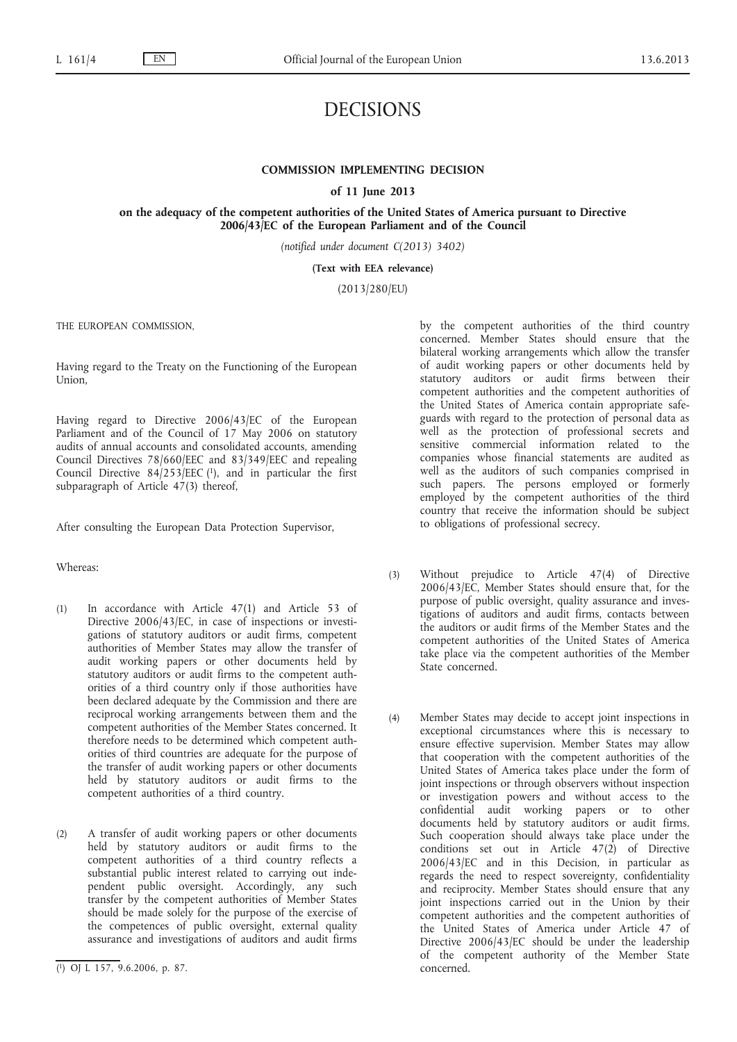# DECISIONS

## COMMISSION IMPLEMENTING DECISION

### of 11 June 2013

### on the adequacy of the competent authorities of the United States of America pursuant to Directive 2006/43/EC of the European Parliament and of the Council

*(notified under document C(2013) 3402)*

**(Text with EEA relevance)**

(2013/280/EU)

THE EUROPEAN COMMISSION,

Having regard to the Treaty on the Functioning of the European Union,

Having regard to Directive 2006/43/EC of the European Parliament and of the Council of 17 May 2006 on statutory audits of annual accounts and consolidated accounts, amending Council Directives 78/660/EEC and 83/349/EEC and repealing Council Directive 84/253/EEC [1], and in particular the first subparagraph of Article 47(3) thereof,

After consulting the European Data Protection Supervisor,

Whereas:

(1) In accordance with Article 47(1) and Article 53 of Directive 2006/43/EC, in case of inspections or investigations of statutory auditors or audit firms, competent authorities of Member States may allow the transfer of audit working papers or other documents held by statutory auditors or audit firms to the competent authorities of a third country only if those authorities have been declared adequate by the Commission and there are reciprocal working arrangements between them and the competent authorities of the Member States concerned. It therefore needs to be determined which competent authorities of third countries are adequate for the purpose of the transfer of audit working papers or other documents held by statutory auditors or audit firms to the competent authorities of a third country.

(2) A transfer of audit working papers or other documents held by statutory auditors or audit firms to the competent authorities of a third country reflects a substantial public interest related to carrying out independent public oversight. Accordingly, any such transfer by the competent authorities of Member States should be made solely for the purpose of the exercise of the competences of public oversight, external quality assurance and investigations of auditors and audit firms by the competent authorities of the third country concerned. Member States should ensure that the bilateral working arrangements which allow the transfer of audit working papers or other documents held by statutory auditors or audit firms between their competent authorities and the competent authorities of the United States of America contain appropriate safeguards with regard to the protection of personal data as well as the protection of professional secrets and sensitive commercial information related to the companies whose financial statements are audited as well as the auditors of such companies comprised in such papers. The persons employed or formerly employed by the competent authorities of the third country that receive the information should be subject to obligations of professional secrecy.

(3) Without prejudice to Article 47(4) of Directive 2006/43/EC, Member States should ensure that, for the purpose of public oversight, quality assurance and investigations of auditors and audit firms, contacts between the auditors or audit firms of the Member States and the competent authorities of the United States of America take place via the competent authorities of the Member State concerned.

(4) Member States may decide to accept joint inspections in exceptional circumstances where this is necessary to ensure effective supervision. Member States may allow that cooperation with the competent authorities of the United States of America takes place under the form of joint inspections or through observers without inspection or investigation powers and without access to the confidential audit working papers or to other documents held by statutory auditors or audit firms. Such cooperation should always take place under the conditions set out in Article 47(2) of Directive 2006/43/EC and in this Decision, in particular as regards the need to respect sovereignty, confidentiality and reciprocity. Member States should ensure that any joint inspections carried out in the Union by their competent authorities and the competent authorities of the United States of America under Article 47 of Directive 2006/43/EC should be under the leadership of the competent authority of the Member State concerned.

---

[1] OJ L 157, 9.6.2006, p. 87.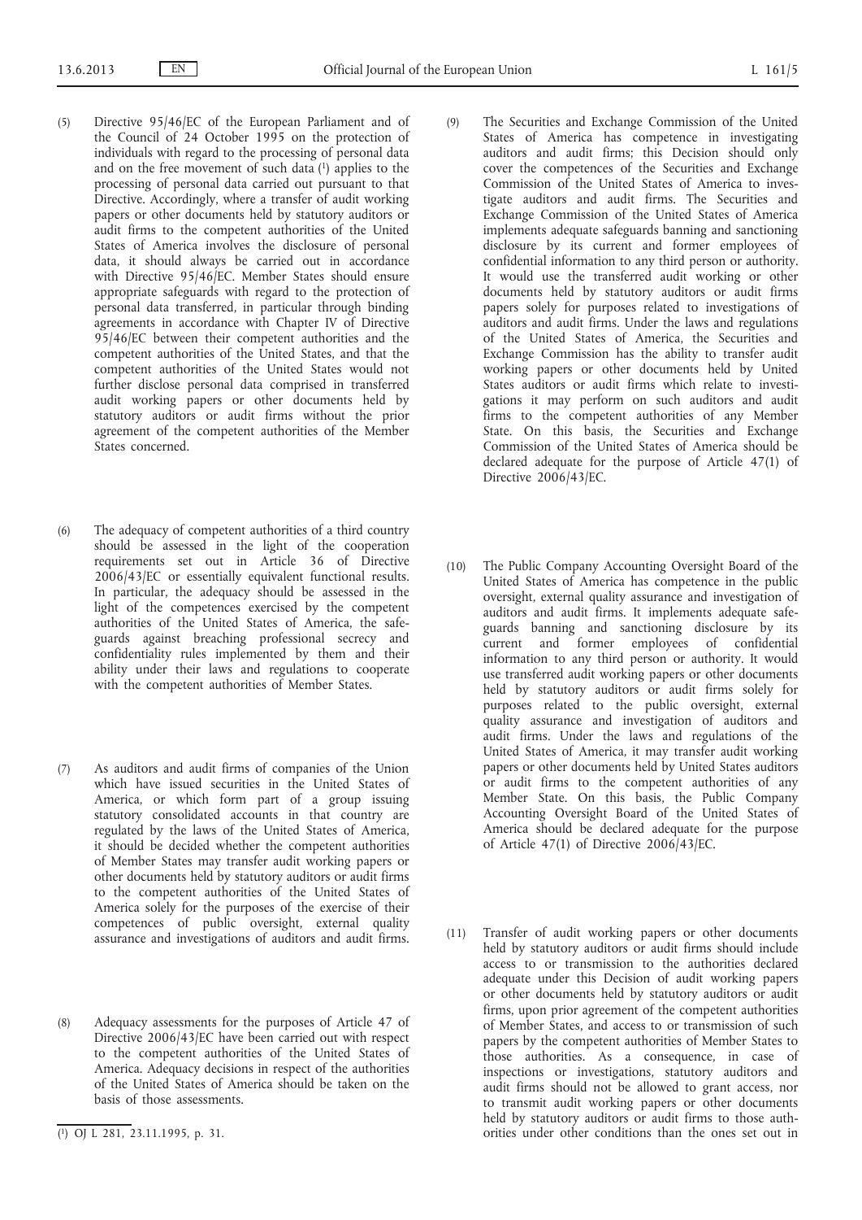(5) Directive 95/46/EC of the European Parliament and of the Council of 24 October 1995 on the protection of individuals with regard to the processing of personal data and on the free movement of such data ([1]) applies to the processing of personal data carried out pursuant to that Directive. Accordingly, where a transfer of audit working papers or other documents held by statutory auditors or audit firms to the competent authorities of the United States of America involves the disclosure of personal data, it should always be carried out in accordance with Directive 95/46/EC. Member States should ensure appropriate safeguards with regard to the protection of personal data transferred, in particular through binding agreements in accordance with Chapter IV of Directive 95/46/EC between their competent authorities and the competent authorities of the United States, and that the competent authorities of the United States would not further disclose personal data comprised in transferred audit working papers or other documents held by statutory auditors or audit firms without the prior agreement of the competent authorities of the Member States concerned.

(6) The adequacy of competent authorities of a third country should be assessed in the light of the cooperation requirements set out in Article 36 of Directive 2006/43/EC or essentially equivalent functional results. In particular, the adequacy should be assessed in the light of the competences exercised by the competent authorities of the United States of America, the safeguards against breaching professional secrecy and confidentiality rules implemented by them and their ability under their laws and regulations to cooperate with the competent authorities of Member States.

(7) As auditors and audit firms of companies of the Union which have issued securities in the United States of America, or which form part of a group issuing statutory consolidated accounts in that country are regulated by the laws of the United States of America, it should be decided whether the competent authorities of Member States may transfer audit working papers or other documents held by statutory auditors or audit firms to the competent authorities of the United States of America solely for the purposes of the exercise of their competences of public oversight, external quality assurance and investigations of auditors and audit firms.

(8) Adequacy assessments for the purposes of Article 47 of Directive 2006/43/EC have been carried out with respect to the competent authorities of the United States of America. Adequacy decisions in respect of the authorities of the United States of America should be taken on the basis of those assessments.

(9) The Securities and Exchange Commission of the United States of America has competence in investigating auditors and audit firms; this Decision should only cover the competences of the Securities and Exchange Commission of the United States of America to investigate auditors and audit firms. The Securities and Exchange Commission of the United States of America implements adequate safeguards banning and sanctioning disclosure by its current and former employees of confidential information to any third person or authority. It would use the transferred audit working or other documents held by statutory auditors or audit firms papers solely for purposes related to investigations of auditors and audit firms. Under the laws and regulations of the United States of America, the Securities and Exchange Commission has the ability to transfer audit working papers or other documents held by United States auditors or audit firms which relate to investigations it may perform on such auditors and audit firms to the competent authorities of any Member State. On this basis, the Securities and Exchange Commission of the United States of America should be declared adequate for the purpose of Article 47(1) of Directive 2006/43/EC.

(10) The Public Company Accounting Oversight Board of the United States of America has competence in the public oversight, external quality assurance and investigation of auditors and audit firms. It implements adequate safeguards banning and sanctioning disclosure by its current and former employees of confidential information to any third person or authority. It would use transferred audit working papers or other documents held by statutory auditors or audit firms solely for purposes related to the public oversight, external quality assurance and investigation of auditors and audit firms. Under the laws and regulations of the United States of America, it may transfer audit working papers or other documents held by United States auditors or audit firms to the competent authorities of any Member State. On this basis, the Public Company Accounting Oversight Board of the United States of America should be declared adequate for the purpose of Article 47(1) of Directive 2006/43/EC.

(11) Transfer of audit working papers or other documents held by statutory auditors or audit firms should include access to or transmission to the authorities declared adequate under this Decision of audit working papers or other documents held by statutory auditors or audit firms, upon prior agreement of the competent authorities of Member States, and access to or transmission of such papers by the competent authorities of Member States to those authorities. As a consequence, in case of inspections or investigations, statutory auditors and audit firms should not be allowed to grant access, nor to transmit audit working papers or other documents held by statutory auditors or audit firms to those authorities under other conditions than the ones set out in

---

([1]) OJ L 281, 23.11.1995, p. 31.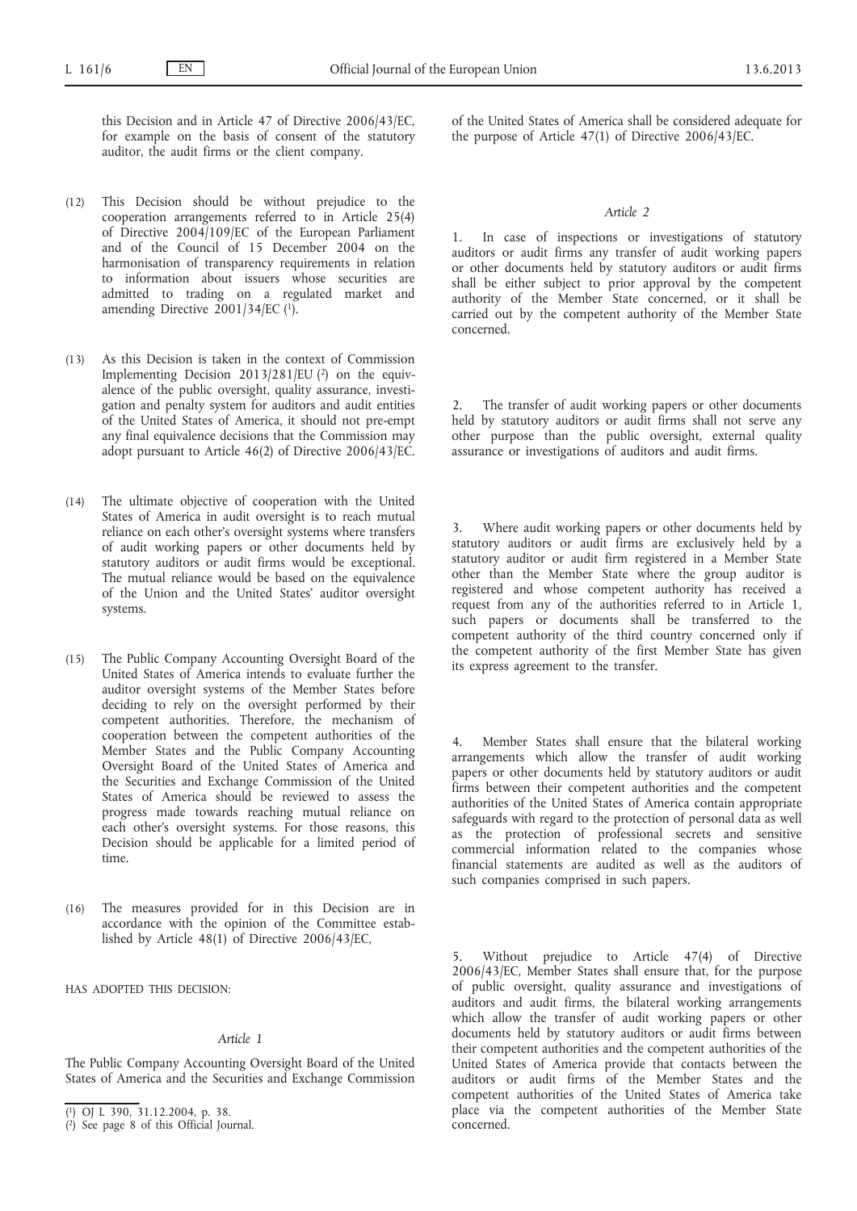this Decision and in Article 47 of Directive 2006/43/EC, for example on the basis of consent of the statutory auditor, the audit firms or the client company.

(12) This Decision should be without prejudice to the cooperation arrangements referred to in Article 25(4) of Directive 2004/109/EC of the European Parliament and of the Council of 15 December 2004 on the harmonisation of transparency requirements in relation to information about issuers whose securities are admitted to trading on a regulated market and amending Directive 2001/34/EC [1].

(13) As this Decision is taken in the context of Commission Implementing Decision 2013/281/EU [2] on the equivalence of the public oversight, quality assurance, investigation and penalty system for auditors and audit entities of the United States of America, it should not pre-empt any final equivalence decisions that the Commission may adopt pursuant to Article 46(2) of Directive 2006/43/EC.

(14) The ultimate objective of cooperation with the United States of America in audit oversight is to reach mutual reliance on each other's oversight systems where transfers of audit working papers or other documents held by statutory auditors or audit firms would be exceptional. The mutual reliance would be based on the equivalence of the Union and the United States' auditor oversight systems.

(15) The Public Company Accounting Oversight Board of the United States of America intends to evaluate further the auditor oversight systems of the Member States before deciding to rely on the oversight performed by their competent authorities. Therefore, the mechanism of cooperation between the competent authorities of the Member States and the Public Company Accounting Oversight Board of the United States of America and the Securities and Exchange Commission of the United States of America should be reviewed to assess the progress made towards reaching mutual reliance on each other's oversight systems. For those reasons, this Decision should be applicable for a limited period of time.

(16) The measures provided for in this Decision are in accordance with the opinion of the Committee established by Article 48(1) of Directive 2006/43/EC,

HAS ADOPTED THIS DECISION:

*Article 1*

The Public Company Accounting Oversight Board of the United States of America and the Securities and Exchange Commission of the United States of America shall be considered adequate for the purpose of Article 47(1) of Directive 2006/43/EC.

*Article 2*

1. In case of inspections or investigations of statutory auditors or audit firms any transfer of audit working papers or other documents held by statutory auditors or audit firms shall be either subject to prior approval by the competent authority of the Member State concerned, or it shall be carried out by the competent authority of the Member State concerned.

2. The transfer of audit working papers or other documents held by statutory auditors or audit firms shall not serve any other purpose than the public oversight, external quality assurance or investigations of auditors and audit firms.

3. Where audit working papers or other documents held by statutory auditors or audit firms are exclusively held by a statutory auditor or audit firm registered in a Member State other than the Member State where the group auditor is registered and whose competent authority has received a request from any of the authorities referred to in Article 1, such papers or documents shall be transferred to the competent authority of the third country concerned only if the competent authority of the first Member State has given its express agreement to the transfer.

4. Member States shall ensure that the bilateral working arrangements which allow the transfer of audit working papers or other documents held by statutory auditors or audit firms between their competent authorities and the competent authorities of the United States of America contain appropriate safeguards with regard to the protection of personal data as well as the protection of professional secrets and sensitive commercial information related to the companies whose financial statements are audited as well as the auditors of such companies comprised in such papers.

5. Without prejudice to Article 47(4) of Directive 2006/43/EC, Member States shall ensure that, for the purpose of public oversight, quality assurance and investigations of auditors and audit firms, the bilateral working arrangements which allow the transfer of audit working papers or other documents held by statutory auditors or audit firms between their competent authorities and the competent authorities of the United States of America provide that contacts between the auditors or audit firms of the Member States and the competent authorities of the United States of America take place via the competent authorities of the Member State concerned.

---

[1] OJ L 390, 31.12.2004, p. 38.

[2] See page 8 of this Official Journal.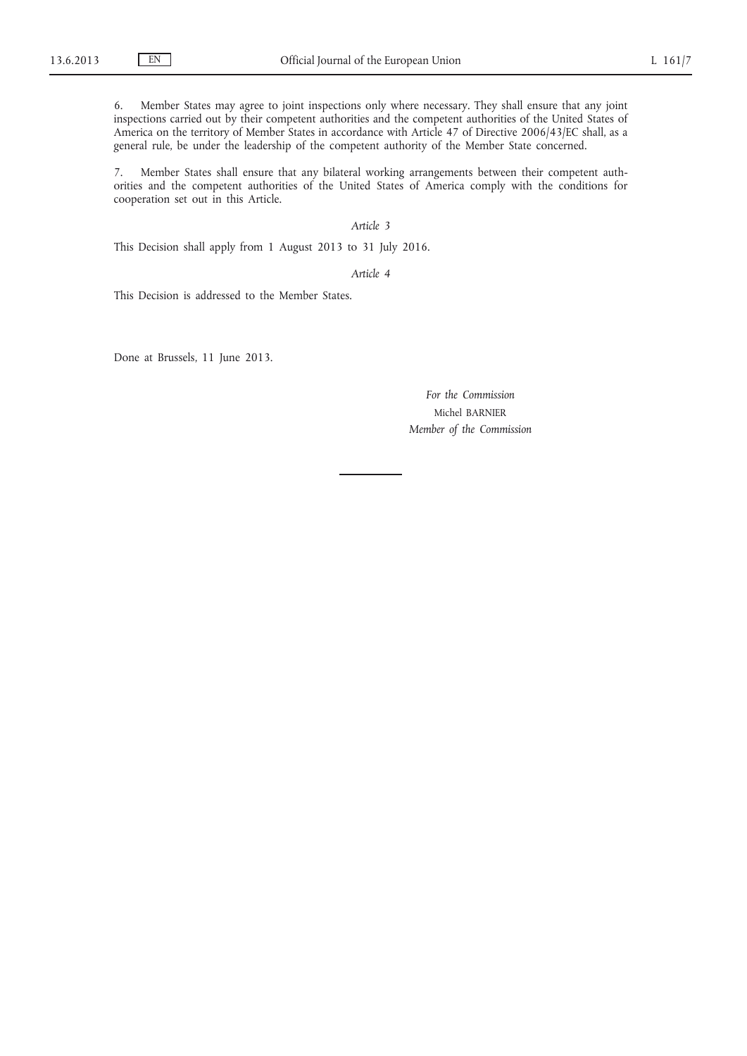6. Member States may agree to joint inspections only where necessary. They shall ensure that any joint inspections carried out by their competent authorities and the competent authorities of the United States of America on the territory of Member States in accordance with Article 47 of Directive 2006/43/EC shall, as a general rule, be under the leadership of the competent authority of the Member State concerned.

7. Member States shall ensure that any bilateral working arrangements between their competent authorities and the competent authorities of the United States of America comply with the conditions for cooperation set out in this Article.

*Article 3*

This Decision shall apply from 1 August 2013 to 31 July 2016.

*Article 4*

This Decision is addressed to the Member States.

Done at Brussels, 11 June 2013.

*For the Commission*

Michel BARNIER

*Member of the Commission*